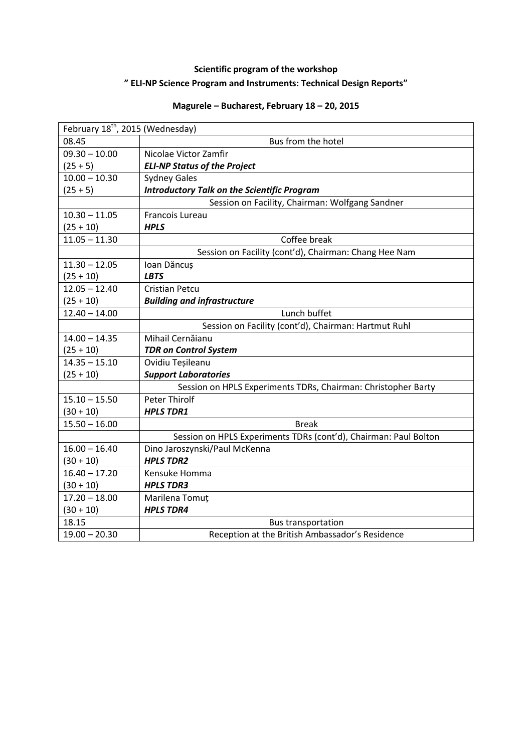**Scientific program of the workshop**

**" ELI-NP Science Program and Instruments: Technical Design Reports"**

**Magurele – Bucharest, February 18 – 20, 2015**

| February 18th, 2015 (Wednesday) | |
|---|---|
| 08.45 | Bus from the hotel |
| 09.30 – 10.00<br>(25 + 5) | Nicolae Victor Zamfir<br>***ELI-NP Status of the Project*** |
| 10.00 – 10.30<br>(25 + 5) | Sydney Gales<br>***Introductory Talk on the Scientific Program*** |
| | Session on Facility, Chairman: Wolfgang Sandner |
| 10.30 – 11.05<br>(25 + 10) | Francois Lureau<br>***HPLS*** |
| 11.05 – 11.30 | Coffee break |
| | Session on Facility (cont'd), Chairman: Chang Hee Nam |
| 11.30 – 12.05<br>(25 + 10) | Ioan Dăncuș<br>***LBTS*** |
| 12.05 – 12.40<br>(25 + 10) | Cristian Petcu<br>***Building and infrastructure*** |
| 12.40 – 14.00 | Lunch buffet |
| | Session on Facility (cont'd), Chairman: Hartmut Ruhl |
| 14.00 – 14.35<br>(25 + 10) | Mihail Cernăianu<br>***TDR on Control System*** |
| 14.35 – 15.10<br>(25 + 10) | Ovidiu Teșileanu<br>***Support Laboratories*** |
| | Session on HPLS Experiments TDRs, Chairman: Christopher Barty |
| 15.10 – 15.50<br>(30 + 10) | Peter Thirolf<br>***HPLS TDR1*** |
| 15.50 – 16.00 | Break |
| | Session on HPLS Experiments TDRs (cont'd), Chairman: Paul Bolton |
| 16.00 – 16.40<br>(30 + 10) | Dino Jaroszynski/Paul McKenna<br>***HPLS TDR2*** |
| 16.40 – 17.20<br>(30 + 10) | Kensuke Homma<br>***HPLS TDR3*** |
| 17.20 – 18.00<br>(30 + 10) | Marilena Tomuț<br>***HPLS TDR4*** |
| 18.15 | Bus transportation |
| 19.00 – 20.30 | Reception at the British Ambassador's Residence |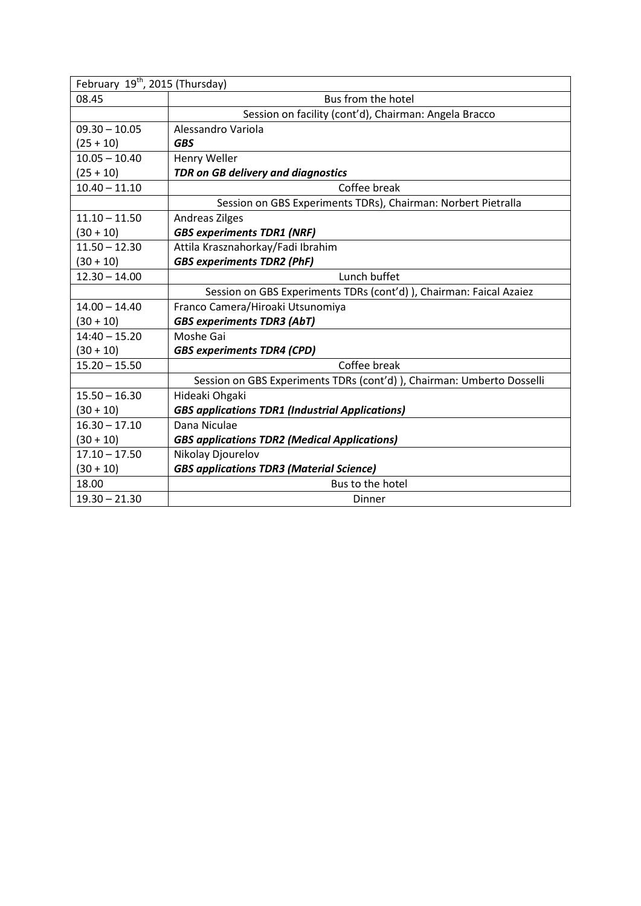| February 19th, 2015 (Thursday) | |
|---|---|
| 08.45 | Bus from the hotel |
| | Session on facility (cont'd), Chairman: Angela Bracco |
| 09.30 – 10.05<br>(25 + 10) | Alessandro Variola<br>***GBS*** |
| 10.05 – 10.40<br>(25 + 10) | Henry Weller<br>***TDR on GB delivery and diagnostics*** |
| 10.40 – 11.10 | Coffee break |
| | Session on GBS Experiments TDRs), Chairman: Norbert Pietralla |
| 11.10 – 11.50<br>(30 + 10) | Andreas Zilges<br>***GBS experiments TDR1 (NRF)*** |
| 11.50 – 12.30<br>(30 + 10) | Attila Krasznahorkay/Fadi Ibrahim<br>***GBS experiments TDR2 (PhF)*** |
| 12.30 – 14.00 | Lunch buffet |
| | Session on GBS Experiments TDRs (cont'd) ), Chairman: Faical Azaiez |
| 14.00 – 14.40<br>(30 + 10) | Franco Camera/Hiroaki Utsunomiya<br>***GBS experiments TDR3 (AbT)*** |
| 14:40 – 15.20<br>(30 + 10) | Moshe Gai<br>***GBS experiments TDR4 (CPD)*** |
| 15.20 – 15.50 | Coffee break |
| | Session on GBS Experiments TDRs (cont'd) ), Chairman: Umberto Dosselli |
| 15.50 – 16.30<br>(30 + 10) | Hideaki Ohgaki<br>***GBS applications TDR1 (Industrial Applications)*** |
| 16.30 – 17.10<br>(30 + 10) | Dana Niculae<br>***GBS applications TDR2 (Medical Applications)*** |
| 17.10 – 17.50<br>(30 + 10) | Nikolay Djourelov<br>***GBS applications TDR3 (Material Science)*** |
| 18.00 | Bus to the hotel |
| 19.30 – 21.30 | Dinner |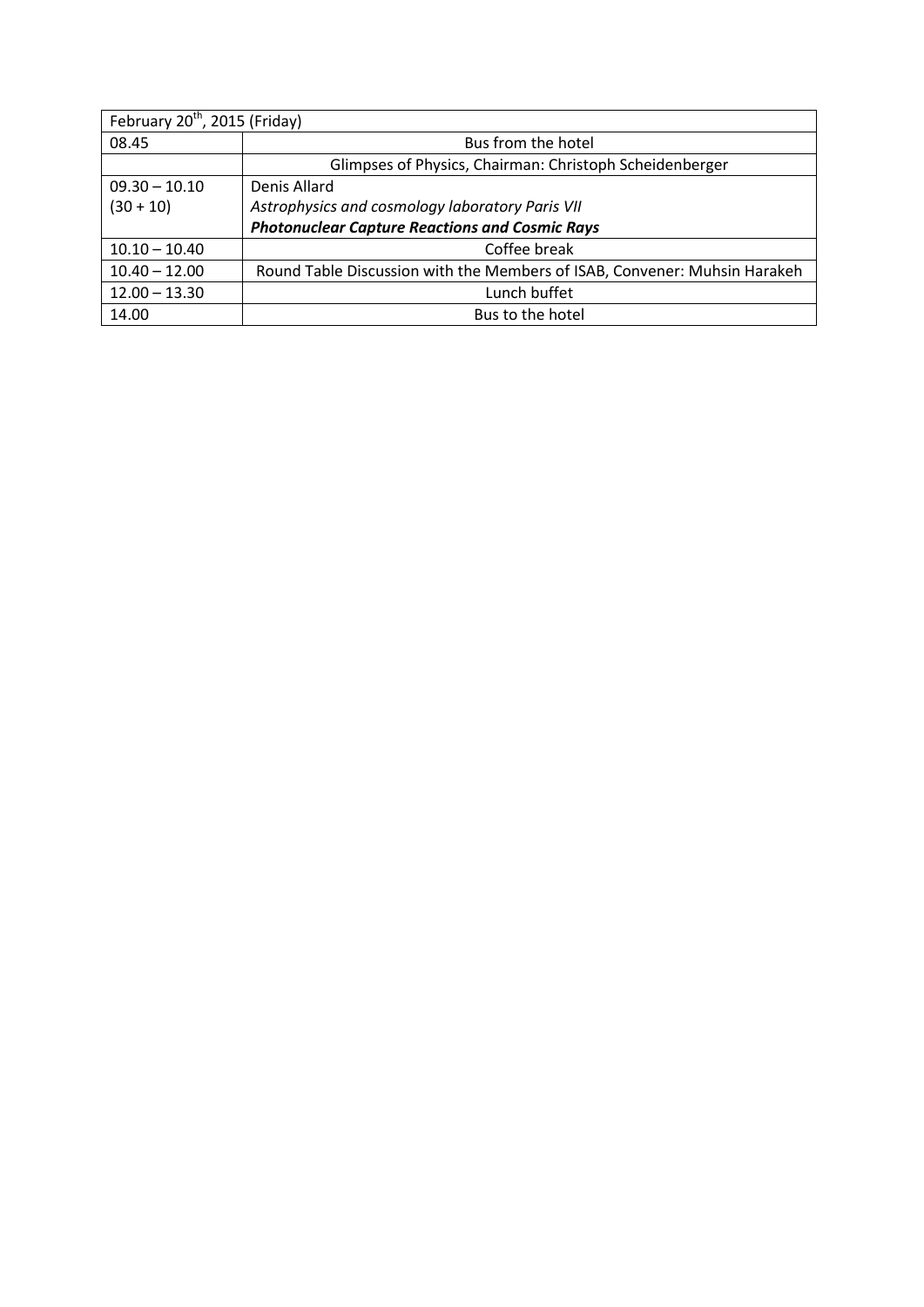| February 20th, 2015 (Friday) | |
|---|---|
| 08.45 | Bus from the hotel |
| | Glimpses of Physics, Chairman: Christoph Scheidenberger |
| 09.30 – 10.10<br>(30 + 10) | Denis Allard<br>*Astrophysics and cosmology laboratory Paris VII*<br>***Photonuclear Capture Reactions and Cosmic Rays*** |
| 10.10 – 10.40 | Coffee break |
| 10.40 – 12.00 | Round Table Discussion with the Members of ISAB, Convener: Muhsin Harakeh |
| 12.00 – 13.30 | Lunch buffet |
| 14.00 | Bus to the hotel |